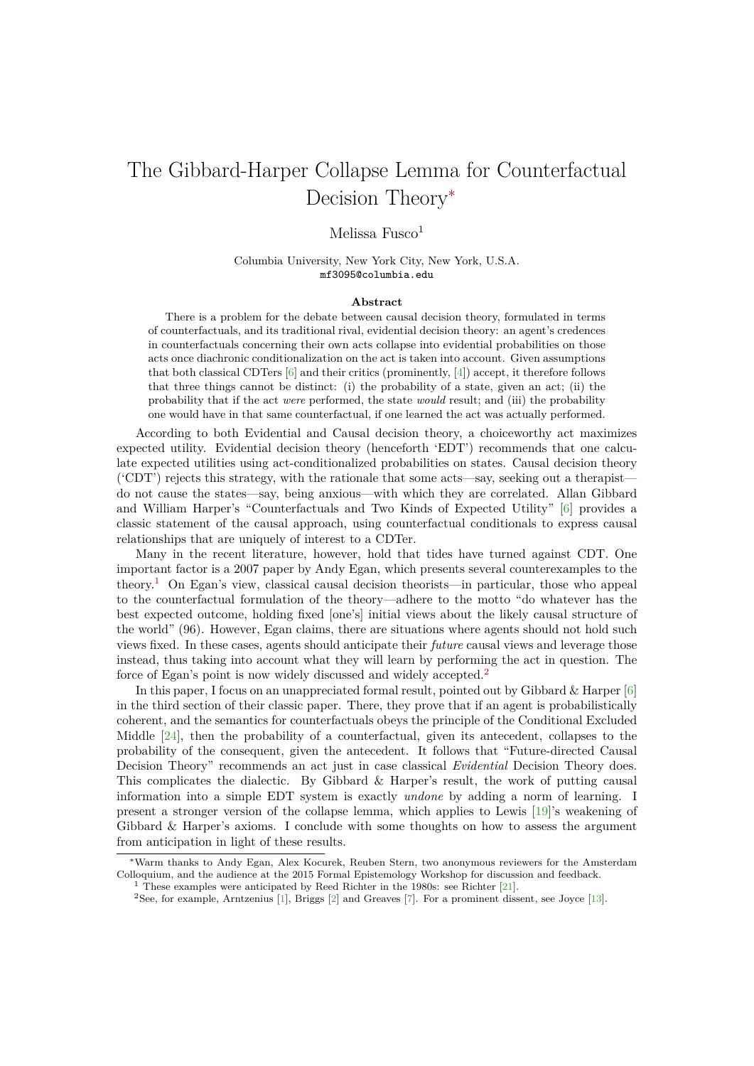# The Gibbard-Harper Collapse Lemma for Counterfactual Decision Theory*

Melissa Fusco[1]

Columbia University, New York City, New York, U.S.A.
mf3095@columbia.edu

**Abstract**

There is a problem for the debate between causal decision theory, formulated in terms of counterfactuals, and its traditional rival, evidential decision theory: an agent's credences in counterfactuals concerning their own acts collapse into evidential probabilities on those acts once diachronic conditionalization on the act is taken into account. Given assumptions that both classical CDTers [6] and their critics (prominently, [4]) accept, it therefore follows that three things cannot be distinct: (i) the probability of a state, given an act; (ii) the probability that if the act *were* performed, the state *would* result; and (iii) the probability one would have in that same counterfactual, if one learned the act was actually performed.

According to both Evidential and Causal decision theory, a choiceworthy act maximizes expected utility. Evidential decision theory (henceforth 'EDT') recommends that one calculate expected utilities using act-conditionalized probabilities on states. Causal decision theory ('CDT') rejects this strategy, with the rationale that some acts—say, seeking out a therapist—do not cause the states—say, being anxious—with which they are correlated. Allan Gibbard and William Harper's "Counterfactuals and Two Kinds of Expected Utility" [6] provides a classic statement of the causal approach, using counterfactual conditionals to express causal relationships that are uniquely of interest to a CDTer.

Many in the recent literature, however, hold that tides have turned against CDT. One important factor is a 2007 paper by Andy Egan, which presents several counterexamples to the theory.[1] On Egan's view, classical causal decision theorists—in particular, those who appeal to the counterfactual formulation of the theory—adhere to the motto "do whatever has the best expected outcome, holding fixed [one's] initial views about the likely causal structure of the world" (96). However, Egan claims, there are situations where agents should not hold such views fixed. In these cases, agents should anticipate their *future* causal views and leverage those instead, thus taking into account what they will learn by performing the act in question. The force of Egan's point is now widely discussed and widely accepted.[2]

In this paper, I focus on an unappreciated formal result, pointed out by Gibbard & Harper [6] in the third section of their classic paper. There, they prove that if an agent is probabilistically coherent, and the semantics for counterfactuals obeys the principle of the Conditional Excluded Middle [24], then the probability of a counterfactual, given its antecedent, collapses to the probability of the consequent, given the antecedent. It follows that "Future-directed Causal Decision Theory" recommends an act just in case classical *Evidential* Decision Theory does. This complicates the dialectic. By Gibbard & Harper's result, the work of putting causal information into a simple EDT system is exactly *undone* by adding a norm of learning. I present a stronger version of the collapse lemma, which applies to Lewis [19]'s weakening of Gibbard & Harper's axioms. I conclude with some thoughts on how to assess the argument from anticipation in light of these results.

*Warm thanks to Andy Egan, Alex Kocurek, Reuben Stern, two anonymous reviewers for the Amsterdam Colloquium, and the audience at the 2015 Formal Epistemology Workshop for discussion and feedback.

[1] These examples were anticipated by Reed Richter in the 1980s: see Richter [21].

[2] See, for example, Arntzenius [1], Briggs [2] and Greaves [7]. For a prominent dissent, see Joyce [13].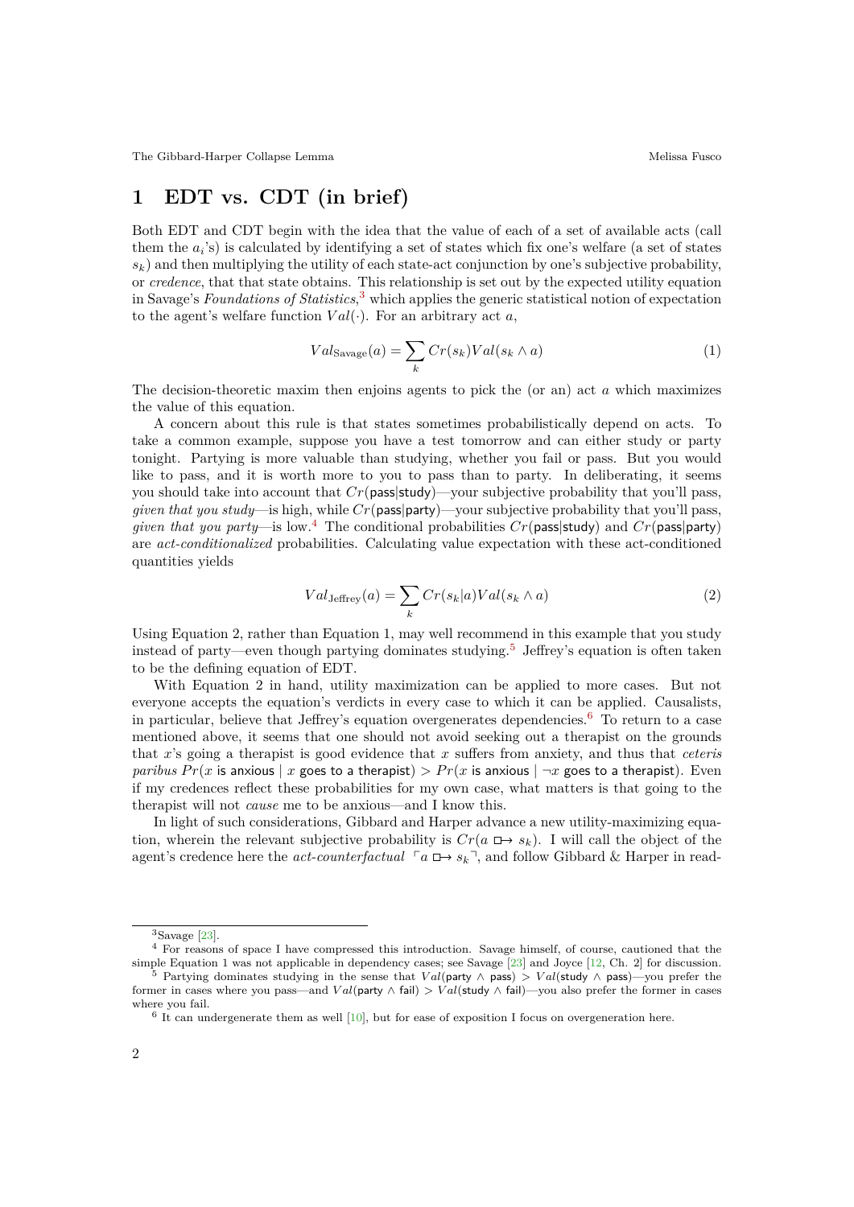# 1 EDT vs. CDT (in brief)

Both EDT and CDT begin with the idea that the value of each of a set of available acts (call them the $a_i$'s) is calculated by identifying a set of states which fix one's welfare (a set of states $s_k$) and then multiplying the utility of each state-act conjunction by one's subjective probability, or *credence*, that that state obtains. This relationship is set out by the expected utility equation in Savage's *Foundations of Statistics*,[3] which applies the generic statistical notion of expectation to the agent's welfare function $Val(\cdot)$. For an arbitrary act $a$,

$$Val_{\text{Savage}}(a) = \sum_k Cr(s_k)Val(s_k \wedge a) \tag{1}$$

The decision-theoretic maxim then enjoins agents to pick the (or an) act $a$ which maximizes the value of this equation.

A concern about this rule is that states sometimes probabilistically depend on acts. To take a common example, suppose you have a test tomorrow and can either study or party tonight. Partying is more valuable than studying, whether you fail or pass. But you would like to pass, and it is worth more to you to pass than to party. In deliberating, it seems you should take into account that $Cr(\textsf{pass}|\textsf{study})$—your subjective probability that you'll pass, *given that you study*—is high, while $Cr(\textsf{pass}|\textsf{party})$—your subjective probability that you'll pass, *given that you party*—is low.[4] The conditional probabilities $Cr(\textsf{pass}|\textsf{study})$ and $Cr(\textsf{pass}|\textsf{party})$ are *act-conditionalized* probabilities. Calculating value expectation with these act-conditioned quantities yields

$$Val_{\text{Jeffrey}}(a) = \sum_k Cr(s_k|a)Val(s_k \wedge a) \tag{2}$$

Using Equation 2, rather than Equation 1, may well recommend in this example that you study instead of party—even though partying dominates studying.[5] Jeffrey's equation is often taken to be the defining equation of EDT.

With Equation 2 in hand, utility maximization can be applied to more cases. But not everyone accepts the equation's verdicts in every case to which it can be applied. Causalists, in particular, believe that Jeffrey's equation overgenerates dependencies.[6] To return to a case mentioned above, it seems that one should not avoid seeking out a therapist on the grounds that $x$'s going a therapist is good evidence that $x$ suffers from anxiety, and thus that *ceteris paribus* $Pr(x \textsf{ is anxious} \mid x \textsf{ goes to a therapist}) > Pr(x \textsf{ is anxious} \mid \neg x \textsf{ goes to a therapist})$. Even if my credences reflect these probabilities for my own case, what matters is that going to the therapist will not *cause* me to be anxious—and I know this.

In light of such considerations, Gibbard and Harper advance a new utility-maximizing equation, wherein the relevant subjective probability is $Cr(a \mathrel{\Box\!\!\rightarrow} s_k)$. I will call the object of the agent's credence here the *act-counterfactual* $\ulcorner a \mathrel{\Box\!\!\rightarrow} s_k \urcorner$, and follow Gibbard & Harper in read-

---

[3] Savage [23].

[4] For reasons of space I have compressed this introduction. Savage himself, of course, cautioned that the simple Equation 1 was not applicable in dependency cases; see Savage [23] and Joyce [12, Ch. 2] for discussion.

[5] Partying dominates studying in the sense that $Val(\textsf{party} \wedge \textsf{pass}) > Val(\textsf{study} \wedge \textsf{pass})$—you prefer the former in cases where you pass—and $Val(\textsf{party} \wedge \textsf{fail}) > Val(\textsf{study} \wedge \textsf{fail})$—you also prefer the former in cases where you fail.

[6] It can undergenerate them as well [10], but for ease of exposition I focus on overgeneration here.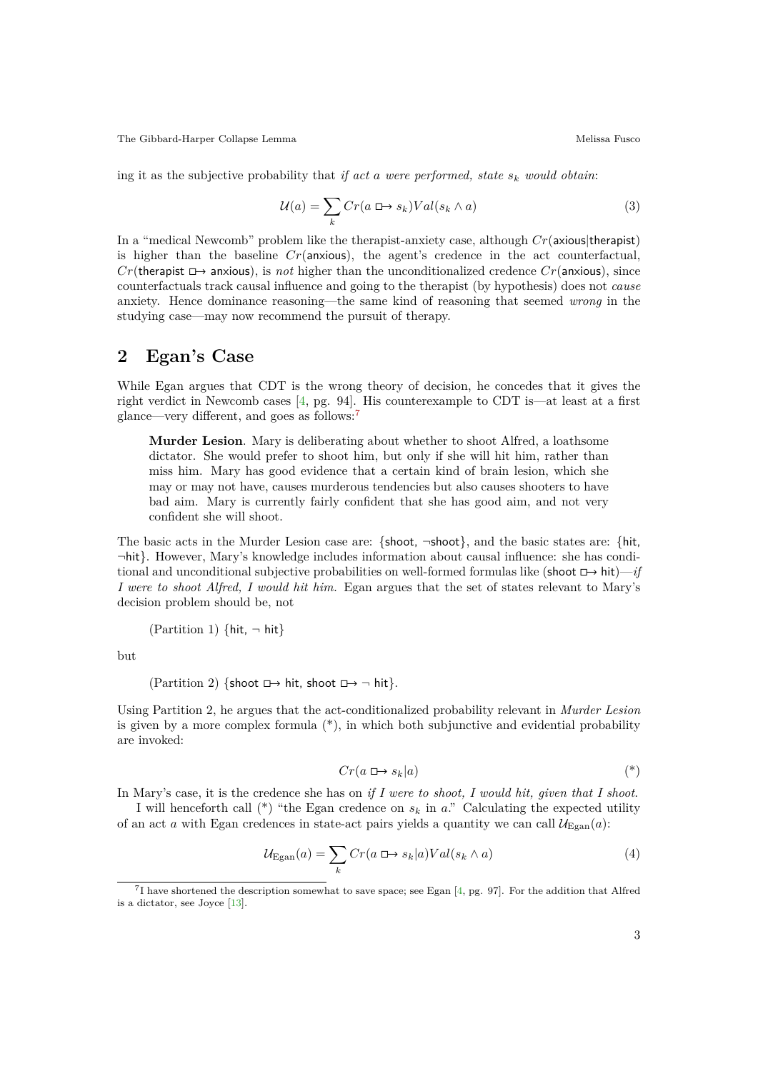ing it as the subjective probability that *if act $a$ were performed, state $s_k$ would obtain*:

$$\mathcal{U}(a) = \sum_k Cr(a \,\Box\!\!\rightarrow s_k) Val(s_k \wedge a) \tag{3}$$

In a "medical Newcomb" problem like the therapist-anxiety case, although $Cr(\mathsf{axious}|\mathsf{therapist})$ is higher than the baseline $Cr(\mathsf{anxious})$, the agent's credence in the act counterfactual, $Cr(\mathsf{therapist} \,\Box\!\!\rightarrow \mathsf{anxious})$, is *not* higher than the unconditionalized credence $Cr(\mathsf{anxious})$, since counterfactuals track causal influence and going to the therapist (by hypothesis) does not *cause* anxiety. Hence dominance reasoning—the same kind of reasoning that seemed *wrong* in the studying case—may now recommend the pursuit of therapy.

## 2 Egan's Case

While Egan argues that CDT is the wrong theory of decision, he concedes that it gives the right verdict in Newcomb cases [4, pg. 94]. His counterexample to CDT is—at least at a first glance—very different, and goes as follows:[7]

> **Murder Lesion**. Mary is deliberating about whether to shoot Alfred, a loathsome dictator. She would prefer to shoot him, but only if she will hit him, rather than miss him. Mary has good evidence that a certain kind of brain lesion, which she may or may not have, causes murderous tendencies but also causes shooters to have bad aim. Mary is currently fairly confident that she has good aim, and not very confident she will shoot.

The basic acts in the Murder Lesion case are: $\{\mathsf{shoot}, \neg\mathsf{shoot}\}$, and the basic states are: $\{\mathsf{hit}, \neg\mathsf{hit}\}$. However, Mary's knowledge includes information about causal influence: she has conditional and unconditional subjective probabilities on well-formed formulas like $(\mathsf{shoot} \,\Box\!\!\rightarrow \mathsf{hit})$—*if I were to shoot Alfred, I would hit him.* Egan argues that the set of states relevant to Mary's decision problem should be, not

(Partition 1) $\{\mathsf{hit}, \neg\, \mathsf{hit}\}$

but

(Partition 2) $\{\mathsf{shoot} \,\Box\!\!\rightarrow \mathsf{hit}, \mathsf{shoot} \,\Box\!\!\rightarrow \neg\, \mathsf{hit}\}$.

Using Partition 2, he argues that the act-conditionalized probability relevant in *Murder Lesion* is given by a more complex formula (\*), in which both subjunctive and evidential probability are invoked:

$$Cr(a \,\Box\!\!\rightarrow s_k | a) \tag{*}$$

In Mary's case, it is the credence she has on *if I were to shoot, I would hit, given that I shoot.*

I will henceforth call (\*) "the Egan credence on $s_k$ in $a$." Calculating the expected utility of an act $a$ with Egan credences in state-act pairs yields a quantity we can call $\mathcal{U}_{\text{Egan}}(a)$:

$$\mathcal{U}_{\text{Egan}}(a) = \sum_k Cr(a \,\Box\!\!\rightarrow s_k | a) Val(s_k \wedge a) \tag{4}$$

[7] I have shortened the description somewhat to save space; see Egan [4, pg. 97]. For the addition that Alfred is a dictator, see Joyce [13].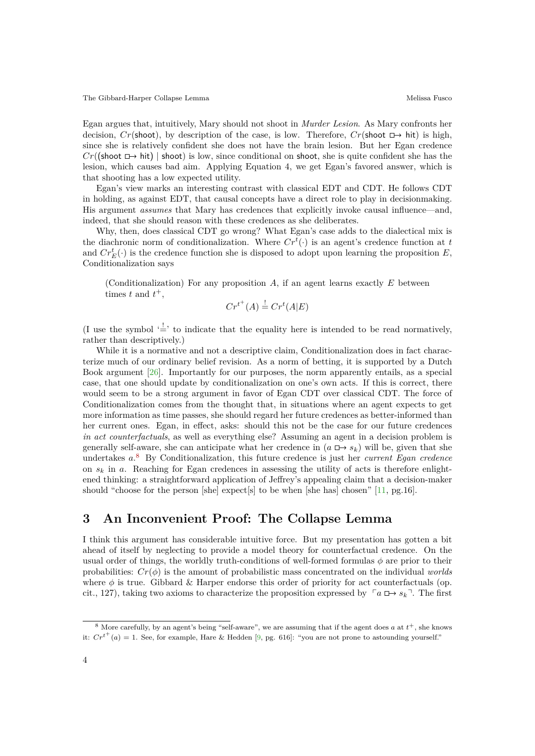Egan argues that, intuitively, Mary should not shoot in *Murder Lesion*. As Mary confronts her decision, $Cr(\text{shoot})$, by description of the case, is low. Therefore, $Cr(\text{shoot} \boxright \text{hit})$ is high, since she is relatively confident she does not have the brain lesion. But her Egan credence $Cr((\text{shoot} \boxright \text{hit}) \mid \text{shoot})$ is low, since conditional on shoot, she is quite confident she has the lesion, which causes bad aim. Applying Equation 4, we get Egan's favored answer, which is that shooting has a low expected utility.

Egan's view marks an interesting contrast with classical EDT and CDT. He follows CDT in holding, as against EDT, that causal concepts have a direct role to play in decisionmaking. His argument *assumes* that Mary has credences that explicitly invoke causal influence—and, indeed, that she should reason with these credences as she deliberates.

Why, then, does classical CDT go wrong? What Egan's case adds to the dialectical mix is the diachronic norm of conditionalization. Where $Cr^t(\cdot)$ is an agent's credence function at $t$ and $Cr^t_E(\cdot)$ is the credence function she is disposed to adopt upon learning the proposition $E$, Conditionalization says

> (Conditionalization) For any proposition $A$, if an agent learns exactly $E$ between times $t$ and $t^+$,
>
> $$Cr^{t^+}(A) \stackrel{!}{=} Cr^t(A|E)$$

(I use the symbol '$\stackrel{!}{=}$' to indicate that the equality here is intended to be read normatively, rather than descriptively.)

While it is a normative and not a descriptive claim, Conditionalization does in fact characterize much of our ordinary belief revision. As a norm of betting, it is supported by a Dutch Book argument [26]. Importantly for our purposes, the norm apparently entails, as a special case, that one should update by conditionalization on one's own acts. If this is correct, there would seem to be a strong argument in favor of Egan CDT over classical CDT. The force of Conditionalization comes from the thought that, in situations where an agent expects to get more information as time passes, she should regard her future credences as better-informed than her current ones. Egan, in effect, asks: should this not be the case for our future credences *in act counterfactuals*, as well as everything else? Assuming an agent in a decision problem is generally self-aware, she can anticipate what her credence in $(a \boxright s_k)$ will be, given that she undertakes $a$.[8] By Conditionalization, this future credence is just her *current Egan credence* on $s_k$ in $a$. Reaching for Egan credences in assessing the utility of acts is therefore enlightened thinking: a straightforward application of Jeffrey's appealing claim that a decision-maker should "choose for the person [she] expect[s] to be when [she has] chosen" [11, pg.16].

## 3 An Inconvenient Proof: The Collapse Lemma

I think this argument has considerable intuitive force. But my presentation has gotten a bit ahead of itself by neglecting to provide a model theory for counterfactual credence. On the usual order of things, the worldly truth-conditions of well-formed formulas $\phi$ are prior to their probabilities: $Cr(\phi)$ is the amount of probabilistic mass concentrated on the individual *worlds* where $\phi$ is true. Gibbard & Harper endorse this order of priority for act counterfactuals (op. cit., 127), taking two axioms to characterize the proposition expressed by $\ulcorner a \boxright s_k \urcorner$. The first

[8] More carefully, by an agent's being "self-aware", we are assuming that if the agent does $a$ at $t^+$, she knows it: $Cr^{t^+}(a) = 1$. See, for example, Hare & Hedden [9, pg. 616]: "you are not prone to astounding yourself."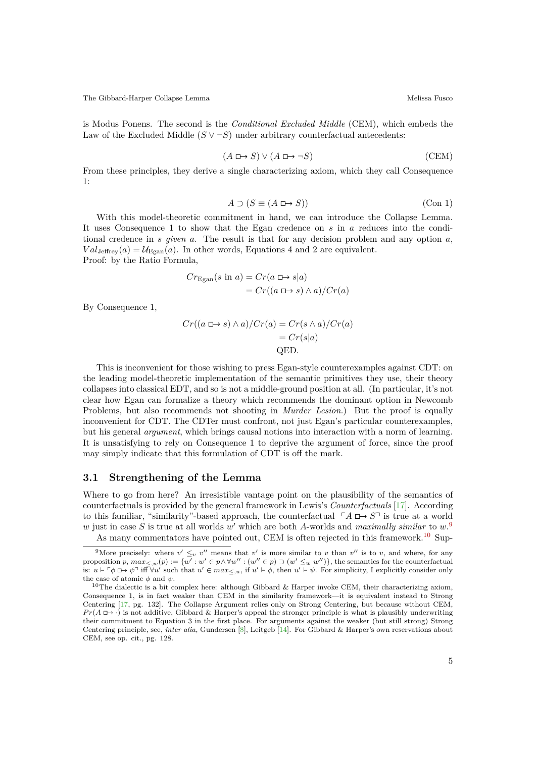is Modus Ponens. The second is the *Conditional Excluded Middle* (CEM), which embeds the Law of the Excluded Middle ($S \vee \neg S$) under arbitrary counterfactual antecedents:

$$(A \mathrel{\Box\!\!\rightarrow} S) \vee (A \mathrel{\Box\!\!\rightarrow} \neg S) \tag{CEM}$$

From these principles, they derive a single characterizing axiom, which they call Consequence 1:

$$A \supset (S \equiv (A \mathrel{\Box\!\!\rightarrow} S)) \tag{Con 1}$$

With this model-theoretic commitment in hand, we can introduce the Collapse Lemma. It uses Consequence 1 to show that the Egan credence on $s$ in $a$ reduces into the conditional credence in $s$ *given* $a$. The result is that for any decision problem and any option $a$, $Val_{\text{Jeffrey}}(a) = \mathcal{U}_{\text{Egan}}(a)$. In other words, Equations 4 and 2 are equivalent.
Proof: by the Ratio Formula,

$$\begin{aligned} Cr_{\text{Egan}}(s \text{ in } a) &= Cr(a \mathrel{\Box\!\!\rightarrow} s|a) \\ &= Cr((a \mathrel{\Box\!\!\rightarrow} s) \wedge a)/Cr(a) \end{aligned}$$

By Consequence 1,

$$\begin{aligned} Cr((a \mathrel{\Box\!\!\rightarrow} s) \wedge a)/Cr(a) &= Cr(s \wedge a)/Cr(a) \\ &= Cr(s|a) \end{aligned}$$

QED.

This is inconvenient for those wishing to press Egan-style counterexamples against CDT: on the leading model-theoretic implementation of the semantic primitives they use, their theory collapses into classical EDT, and so is not a middle-ground position at all. (In particular, it's not clear how Egan can formalize a theory which recommends the dominant option in Newcomb Problems, but also recommends not shooting in *Murder Lesion*.) But the proof is equally inconvenient for CDT. The CDTer must confront, not just Egan's particular counterexamples, but his general *argument*, which brings causal notions into interaction with a norm of learning. It is unsatisfying to rely on Consequence 1 to deprive the argument of force, since the proof may simply indicate that this formulation of CDT is off the mark.

### 3.1 Strengthening of the Lemma

Where to go from here? An irresistible vantage point on the plausibility of the semantics of counterfactuals is provided by the general framework in Lewis's *Counterfactuals* [17]. According to this familiar, "similarity"-based approach, the counterfactual $\ulcorner A \mathrel{\Box\!\!\rightarrow} S \urcorner$ is true at a world $w$ just in case $S$ is true at all worlds $w'$ which are both $A$-worlds and *maximally similar* to $w$.[9]

As many commentators have pointed out, CEM is often rejected in this framework.[10] Sup-

---

[9] More precisely: where $v' \leq_v v''$ means that $v'$ is more similar to $v$ than $v''$ is to $v$, and where, for any proposition $p$, $max_{\leq,w}(p) := \{w' : w' \in p \wedge \forall w'' : (w'' \in p) \supset (w' \leq_w w'')\}$, the semantics for the counterfactual is: $u \models \ulcorner \phi \mathrel{\Box\!\!\rightarrow} \psi \urcorner$ iff $\forall u'$ such that $u' \in max_{\leq,u}$, if $u' \models \phi$, then $u' \models \psi$. For simplicity, I explicitly consider only the case of atomic $\phi$ and $\psi$.

[10] The dialectic is a bit complex here: although Gibbard & Harper invoke CEM, their characterizing axiom, Consequence 1, is in fact weaker than CEM in the similarity framework—it is equivalent instead to Strong Centering [17, pg. 132]. The Collapse Argument relies only on Strong Centering, but because without CEM, $Pr(A \mathrel{\Box\!\!\rightarrow} \cdot)$ is not additive, Gibbard & Harper's appeal the stronger principle is what is plausibly underwriting their commitment to Equation 3 in the first place. For arguments against the weaker (but still strong) Strong Centering principle, see, *inter alia*, Gundersen [8], Leitgeb [14]. For Gibbard & Harper's own reservations about CEM, see op. cit., pg. 128.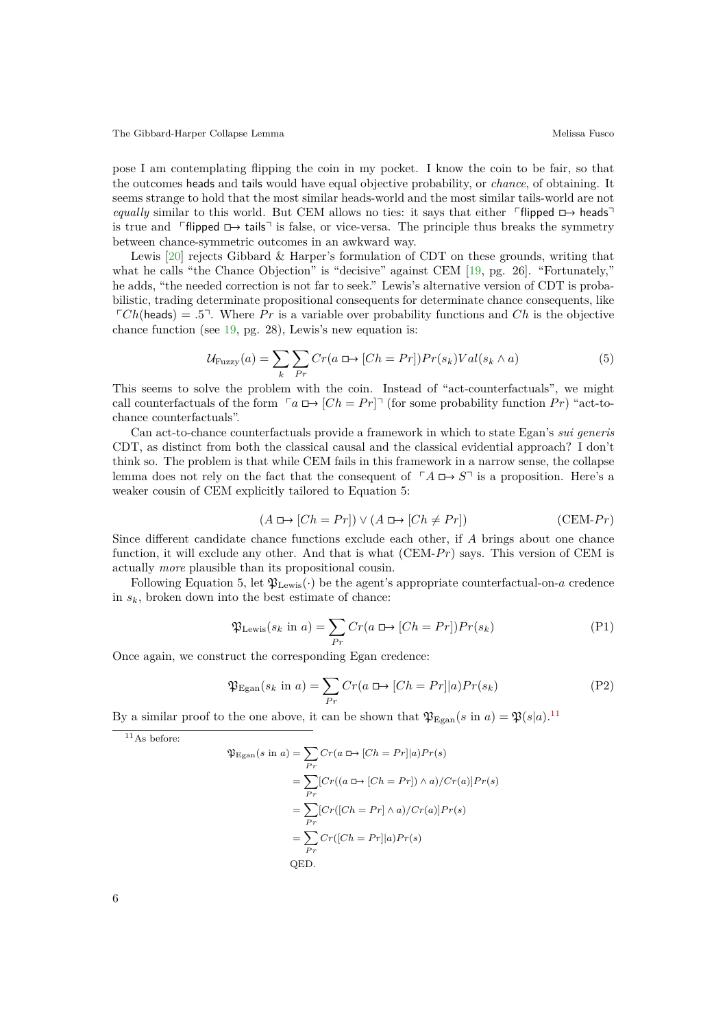pose I am contemplating flipping the coin in my pocket. I know the coin to be fair, so that the outcomes heads and tails would have equal objective probability, or *chance*, of obtaining. It seems strange to hold that the most similar heads-world and the most similar tails-world are not *equally* similar to this world. But CEM allows no ties: it says that either ⌜flipped $\boxright$ heads⌝ is true and ⌜flipped $\boxright$ tails⌝ is false, or vice-versa. The principle thus breaks the symmetry between chance-symmetric outcomes in an awkward way.

Lewis [20] rejects Gibbard & Harper's formulation of CDT on these grounds, writing that what he calls "the Chance Objection" is "decisive" against CEM [19, pg. 26]. "Fortunately," he adds, "the needed correction is not far to seek." Lewis's alternative version of CDT is probabilistic, trading determinate propositional consequents for determinate chance consequents, like ⌜$Ch(\text{heads}) = .5$⌝. Where $Pr$ is a variable over probability functions and $Ch$ is the objective chance function (see 19, pg. 28), Lewis's new equation is:

$$\mathcal{U}_{\text{Fuzzy}}(a) = \sum_k \sum_{Pr} Cr(a \boxright [Ch = Pr])Pr(s_k)Val(s_k \wedge a) \tag{5}$$

This seems to solve the problem with the coin. Instead of "act-counterfactuals", we might call counterfactuals of the form ⌜$a \boxright [Ch = Pr]$⌝ (for some probability function $Pr$) "act-to-chance counterfactuals".

Can act-to-chance counterfactuals provide a framework in which to state Egan's *sui generis* CDT, as distinct from both the classical causal and the classical evidential approach? I don't think so. The problem is that while CEM fails in this framework in a narrow sense, the collapse lemma does not rely on the fact that the consequent of ⌜$A \boxright S$⌝ is a proposition. Here's a weaker cousin of CEM explicitly tailored to Equation 5:

$$(A \boxright [Ch = Pr]) \vee (A \boxright [Ch \neq Pr]) \tag{CEM-$Pr$}$$

Since different candidate chance functions exclude each other, if $A$ brings about one chance function, it will exclude any other. And that is what (CEM-$Pr$) says. This version of CEM is actually *more* plausible than its propositional cousin.

Following Equation 5, let $\mathfrak{P}_{\text{Lewis}}(\cdot)$ be the agent's appropriate counterfactual-on-$a$ credence in $s_k$, broken down into the best estimate of chance:

$$\mathfrak{P}_{\text{Lewis}}(s_k \text{ in } a) = \sum_{Pr} Cr(a \boxright [Ch = Pr])Pr(s_k) \tag{P1}$$

Once again, we construct the corresponding Egan credence:

$$\mathfrak{P}_{\text{Egan}}(s_k \text{ in } a) = \sum_{Pr} Cr(a \boxright [Ch = Pr]|a)Pr(s_k) \tag{P2}$$

By a similar proof to the one above, it can be shown that $\mathfrak{P}_{\text{Egan}}(s \text{ in } a) = \mathfrak{P}(s|a)$.[11]

[11] As before:

$$\begin{aligned}
\mathfrak{P}_{\text{Egan}}(s \text{ in } a) &= \sum_{Pr} Cr(a \boxright [Ch = Pr]|a)Pr(s) \\
&= \sum_{Pr} [Cr((a \boxright [Ch = Pr]) \wedge a)/Cr(a)]Pr(s) \\
&= \sum_{Pr} [Cr([Ch = Pr] \wedge a)/Cr(a)]Pr(s) \\
&= \sum_{Pr} Cr([Ch = Pr]|a)Pr(s)
\end{aligned}$$

QED.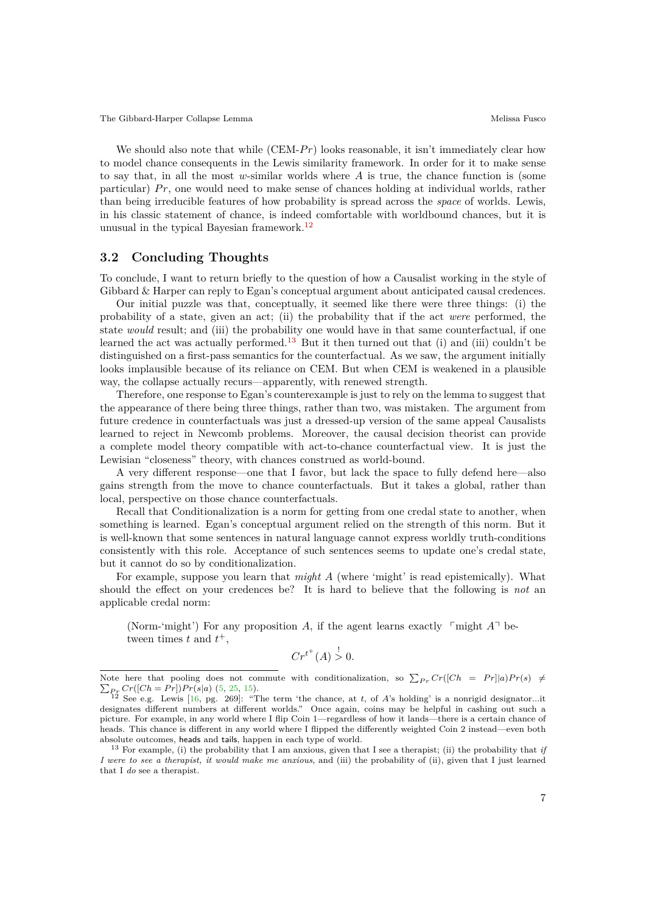We should also note that while (CEM-$Pr$) looks reasonable, it isn't immediately clear how to model chance consequents in the Lewis similarity framework. In order for it to make sense to say that, in all the most $w$-similar worlds where $A$ is true, the chance function is (some particular) $Pr$, one would need to make sense of chances holding at individual worlds, rather than being irreducible features of how probability is spread across the *space* of worlds. Lewis, in his classic statement of chance, is indeed comfortable with worldbound chances, but it is unusual in the typical Bayesian framework.[12]

## 3.2 Concluding Thoughts

To conclude, I want to return briefly to the question of how a Causalist working in the style of Gibbard & Harper can reply to Egan's conceptual argument about anticipated causal credences.

Our initial puzzle was that, conceptually, it seemed like there were three things: (i) the probability of a state, given an act; (ii) the probability that if the act *were* performed, the state *would* result; and (iii) the probability one would have in that same counterfactual, if one learned the act was actually performed.[13] But it then turned out that (i) and (iii) couldn't be distinguished on a first-pass semantics for the counterfactual. As we saw, the argument initially looks implausible because of its reliance on CEM. But when CEM is weakened in a plausible way, the collapse actually recurs—apparently, with renewed strength.

Therefore, one response to Egan's counterexample is just to rely on the lemma to suggest that the appearance of there being three things, rather than two, was mistaken. The argument from future credence in counterfactuals was just a dressed-up version of the same appeal Causalists learned to reject in Newcomb problems. Moreover, the causal decision theorist can provide a complete model theory compatible with act-to-chance counterfactual view. It is just the Lewisian "closeness" theory, with chances construed as world-bound.

A very different response—one that I favor, but lack the space to fully defend here—also gains strength from the move to chance counterfactuals. But it takes a global, rather than local, perspective on those chance counterfactuals.

Recall that Conditionalization is a norm for getting from one credal state to another, when something is learned. Egan's conceptual argument relied on the strength of this norm. But it is well-known that some sentences in natural language cannot express worldly truth-conditions consistently with this role. Acceptance of such sentences seems to update one's credal state, but it cannot do so by conditionalization.

For example, suppose you learn that *might A* (where 'might' is read epistemically). What should the effect on your credences be? It is hard to believe that the following is *not* an applicable credal norm:

> (Norm-'might') For any proposition $A$, if the agent learns exactly ⌜might $A$⌝ between times $t$ and $t^+$,
>
> $$Cr^{t^+}(A) \overset{!}{>} 0.$$

Note here that pooling does not commute with conditionalization, so $\sum_{Pr} Cr([Ch = Pr]|a)Pr(s) \neq \sum_{Pr} Cr([Ch = Pr])Pr(s|a)$ (5, 25, 15).

[12] See e.g. Lewis [16, pg. 269]: "The term 'the chance, at $t$, of $A$'s holding' is a nonrigid designator...it designates different numbers at different worlds." Once again, coins may be helpful in cashing out such a picture. For example, in any world where I flip Coin 1—regardless of how it lands—there is a certain chance of heads. This chance is different in any world where I flipped the differently weighted Coin 2 instead—even both absolute outcomes, heads and tails, happen in each type of world.

[13] For example, (i) the probability that I am anxious, given that I see a therapist; (ii) the probability that *if I were to see a therapist, it would make me anxious*, and (iii) the probability of (ii), given that I just learned that I *do* see a therapist.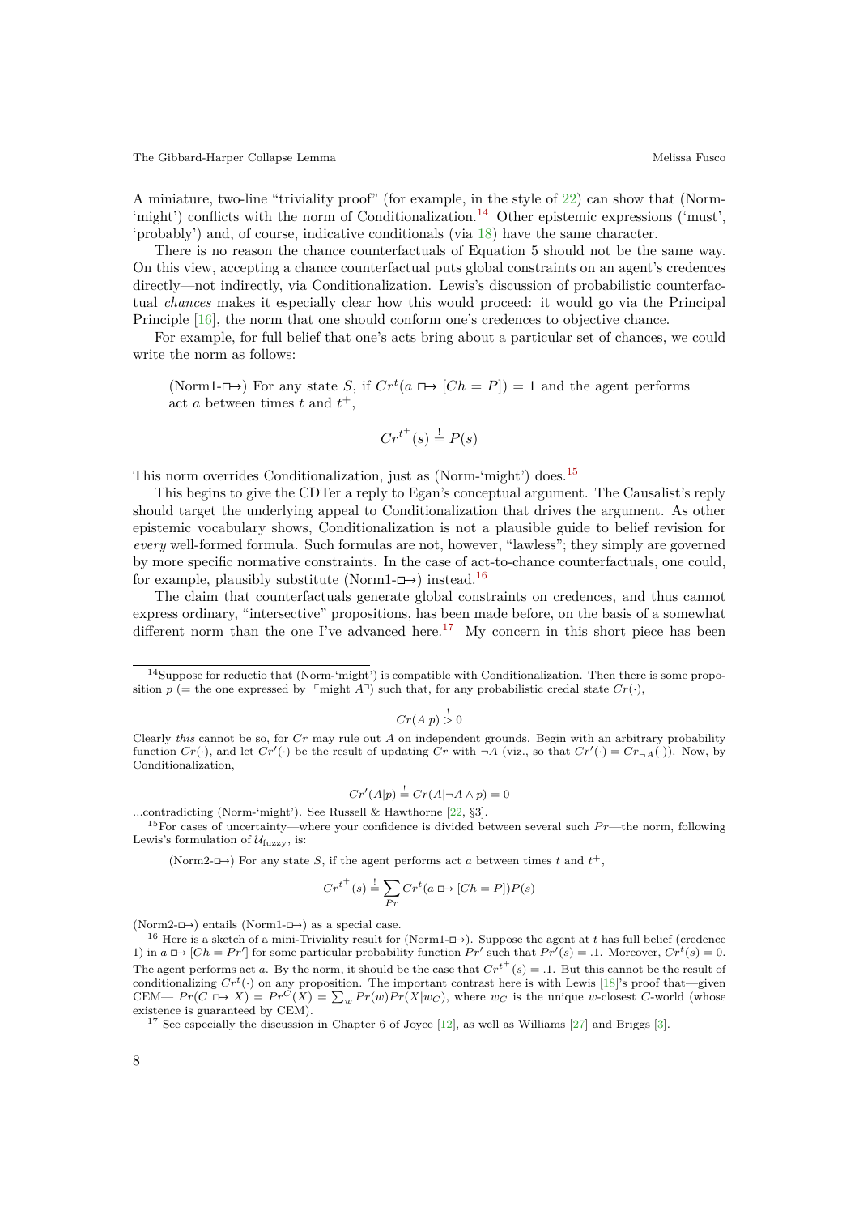A miniature, two-line "triviality proof" (for example, in the style of [22]) can show that (Norm-'might') conflicts with the norm of Conditionalization.[14] Other epistemic expressions ('must', 'probably') and, of course, indicative conditionals (via [18]) have the same character.

There is no reason the chance counterfactuals of Equation 5 should not be the same way. On this view, accepting a chance counterfactual puts global constraints on an agent's credences directly—not indirectly, via Conditionalization. Lewis's discussion of probabilistic counterfactual *chances* makes it especially clear how this would proceed: it would go via the Principal Principle [16], the norm that one should conform one's credences to objective chance.

For example, for full belief that one's acts bring about a particular set of chances, we could write the norm as follows:

> (Norm1-$\Box\!\!\rightarrow$) For any state $S$, if $Cr^t(a \Box\!\!\rightarrow [Ch = P]) = 1$ and the agent performs act $a$ between times $t$ and $t^+$,
>
> $$Cr^{t^+}(s) \overset{!}{=} P(s)$$

This norm overrides Conditionalization, just as (Norm-'might') does.[15]

This begins to give the CDTer a reply to Egan's conceptual argument. The Causalist's reply should target the underlying appeal to Conditionalization that drives the argument. As other epistemic vocabulary shows, Conditionalization is not a plausible guide to belief revision for *every* well-formed formula. Such formulas are not, however, "lawless"; they simply are governed by more specific normative constraints. In the case of act-to-chance counterfactuals, one could, for example, plausibly substitute (Norm1-$\Box\!\!\rightarrow$) instead.[16]

The claim that counterfactuals generate global constraints on credences, and thus cannot express ordinary, "intersective" propositions, has been made before, on the basis of a somewhat different norm than the one I've advanced here.[17] My concern in this short piece has been

---

[14] Suppose for reductio that (Norm-'might') is compatible with Conditionalization. Then there is some proposition $p$ (= the one expressed by ⌜might $A$⌝) such that, for any probabilistic credal state $Cr(\cdot)$,

$$Cr(A|p) \overset{!}{>} 0$$

Clearly *this* cannot be so, for $Cr$ may rule out $A$ on independent grounds. Begin with an arbitrary probability function $Cr(\cdot)$, and let $Cr'(\cdot)$ be the result of updating $Cr$ with $\neg A$ (viz., so that $Cr'(\cdot) = Cr_{\neg A}(\cdot)$). Now, by Conditionalization,

$$Cr'(A|p) \overset{!}{=} Cr(A|\neg A \wedge p) = 0$$

...contradicting (Norm-'might'). See Russell & Hawthorne [22, §3].

[15] For cases of uncertainty—where your confidence is divided between several such $Pr$—the norm, following Lewis's formulation of $\mathcal{U}_{\text{fuzzy}}$, is:

> (Norm2-$\Box\!\!\rightarrow$) For any state $S$, if the agent performs act $a$ between times $t$ and $t^+$,
>
> $$Cr^{t^+}(s) \overset{!}{=} \sum_{Pr} Cr^t(a \Box\!\!\rightarrow [Ch = P])P(s)$$

(Norm2-$\Box\!\!\rightarrow$) entails (Norm1-$\Box\!\!\rightarrow$) as a special case.

[16] Here is a sketch of a mini-Triviality result for (Norm1-$\Box\!\!\rightarrow$). Suppose the agent at $t$ has full belief (credence 1) in $a \Box\!\!\rightarrow [Ch = Pr']$ for some particular probability function $Pr'$ such that $Pr'(s) = .1$. Moreover, $Cr^t(s) = 0$. The agent performs act $a$. By the norm, it should be the case that $Cr^{t^+}(s) = .1$. But this cannot be the result of conditionalizing $Cr^t(\cdot)$ on any proposition. The important contrast here is with Lewis [18]'s proof that—given CEM— $Pr(C \Box\!\!\rightarrow X) = Pr^C(X) = \sum_w Pr(w)Pr(X|w_C)$, where $w_C$ is the unique $w$-closest $C$-world (whose existence is guaranteed by CEM).

[17] See especially the discussion in Chapter 6 of Joyce [12], as well as Williams [27] and Briggs [3].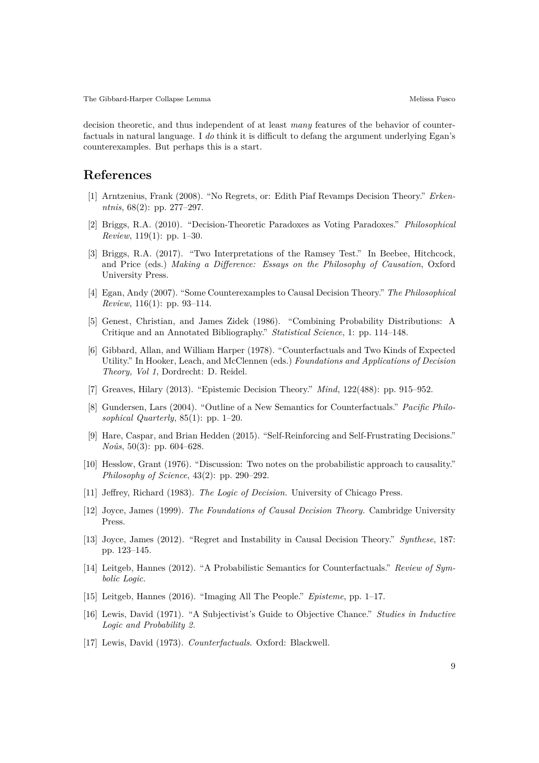decision theoretic, and thus independent of at least *many* features of the behavior of counterfactuals in natural language. I *do* think it is difficult to defang the argument underlying Egan's counterexamples. But perhaps this is a start.

## References

[1] Arntzenius, Frank (2008). "No Regrets, or: Edith Piaf Revamps Decision Theory." *Erkenntnis*, 68(2): pp. 277–297.

[2] Briggs, R.A. (2010). "Decision-Theoretic Paradoxes as Voting Paradoxes." *Philosophical Review*, 119(1): pp. 1–30.

[3] Briggs, R.A. (2017). "Two Interpretations of the Ramsey Test." In Beebee, Hitchcock, and Price (eds.) *Making a Difference: Essays on the Philosophy of Causation*, Oxford University Press.

[4] Egan, Andy (2007). "Some Counterexamples to Causal Decision Theory." *The Philosophical Review*, 116(1): pp. 93–114.

[5] Genest, Christian, and James Zidek (1986). "Combining Probability Distributions: A Critique and an Annotated Bibliography." *Statistical Science*, 1: pp. 114–148.

[6] Gibbard, Allan, and William Harper (1978). "Counterfactuals and Two Kinds of Expected Utility." In Hooker, Leach, and McClennen (eds.) *Foundations and Applications of Decision Theory, Vol 1*, Dordrecht: D. Reidel.

[7] Greaves, Hilary (2013). "Epistemic Decision Theory." *Mind*, 122(488): pp. 915–952.

[8] Gundersen, Lars (2004). "Outline of a New Semantics for Counterfactuals." *Pacific Philosophical Quarterly*, 85(1): pp. 1–20.

[9] Hare, Caspar, and Brian Hedden (2015). "Self-Reinforcing and Self-Frustrating Decisions." *Noûs*, 50(3): pp. 604–628.

[10] Hesslow, Grant (1976). "Discussion: Two notes on the probabilistic approach to causality." *Philosophy of Science*, 43(2): pp. 290–292.

[11] Jeffrey, Richard (1983). *The Logic of Decision*. University of Chicago Press.

[12] Joyce, James (1999). *The Foundations of Causal Decision Theory*. Cambridge University Press.

[13] Joyce, James (2012). "Regret and Instability in Causal Decision Theory." *Synthese*, 187: pp. 123–145.

[14] Leitgeb, Hannes (2012). "A Probabilistic Semantics for Counterfactuals." *Review of Symbolic Logic*.

[15] Leitgeb, Hannes (2016). "Imaging All The People." *Episteme*, pp. 1–17.

[16] Lewis, David (1971). "A Subjectivist's Guide to Objective Chance." *Studies in Inductive Logic and Probability 2*.

[17] Lewis, David (1973). *Counterfactuals*. Oxford: Blackwell.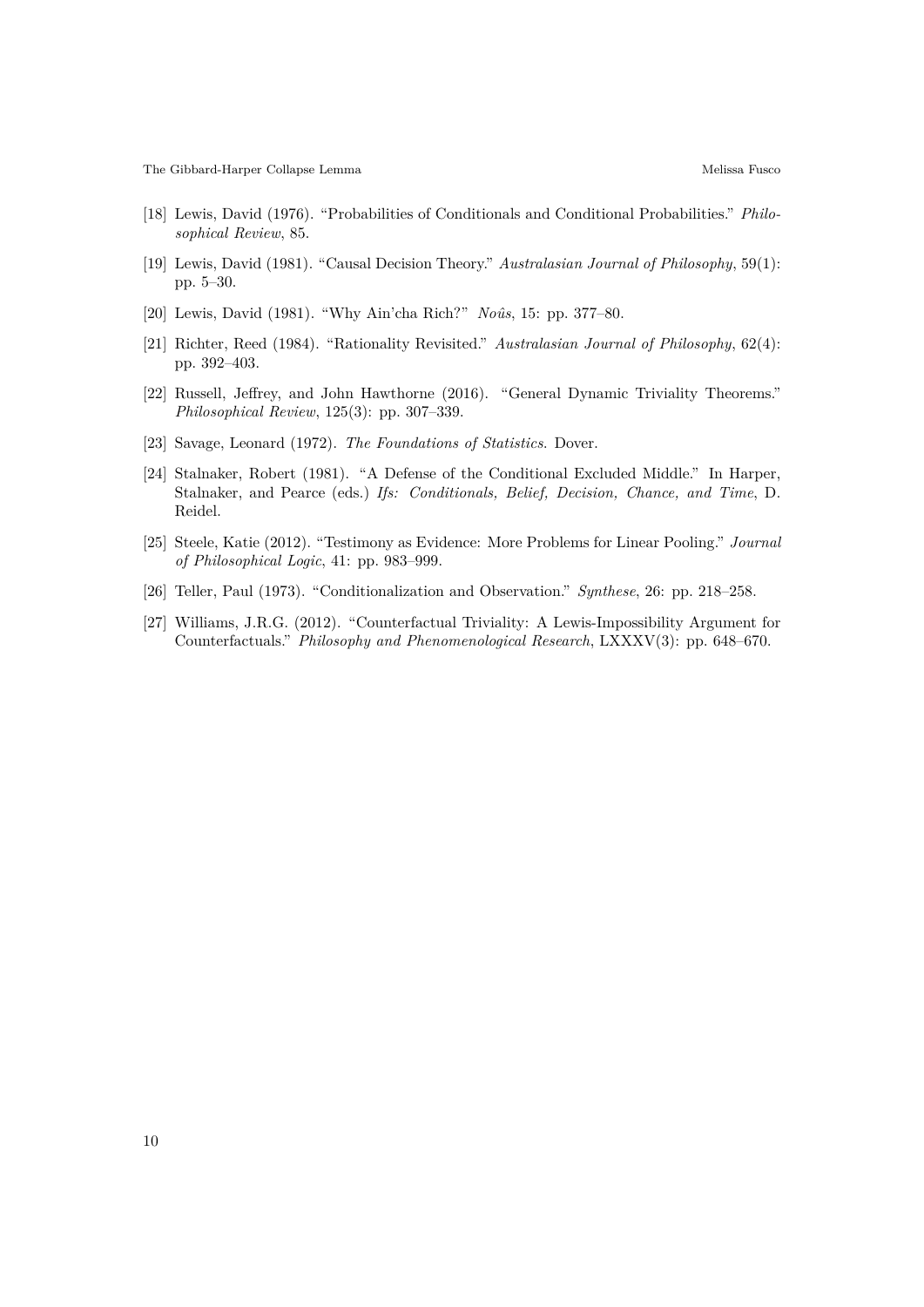[18] Lewis, David (1976). "Probabilities of Conditionals and Conditional Probabilities." *Philosophical Review*, 85.

[19] Lewis, David (1981). "Causal Decision Theory." *Australasian Journal of Philosophy*, 59(1): pp. 5–30.

[20] Lewis, David (1981). "Why Ain'cha Rich?" *Noûs*, 15: pp. 377–80.

[21] Richter, Reed (1984). "Rationality Revisited." *Australasian Journal of Philosophy*, 62(4): pp. 392–403.

[22] Russell, Jeffrey, and John Hawthorne (2016). "General Dynamic Triviality Theorems." *Philosophical Review*, 125(3): pp. 307–339.

[23] Savage, Leonard (1972). *The Foundations of Statistics.* Dover.

[24] Stalnaker, Robert (1981). "A Defense of the Conditional Excluded Middle." In Harper, Stalnaker, and Pearce (eds.) *Ifs: Conditionals, Belief, Decision, Chance, and Time*, D. Reidel.

[25] Steele, Katie (2012). "Testimony as Evidence: More Problems for Linear Pooling." *Journal of Philosophical Logic*, 41: pp. 983–999.

[26] Teller, Paul (1973). "Conditionalization and Observation." *Synthese*, 26: pp. 218–258.

[27] Williams, J.R.G. (2012). "Counterfactual Triviality: A Lewis-Impossibility Argument for Counterfactuals." *Philosophy and Phenomenological Research*, LXXXV(3): pp. 648–670.